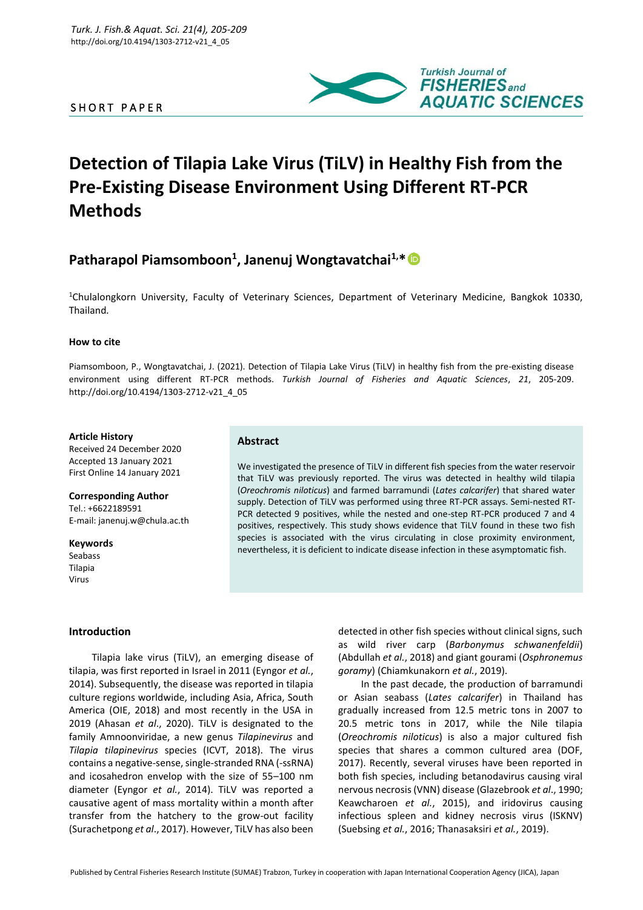SHORT PAPER

# Detection of Tilapia Lake Virus (TiLV) in Healthy Fish from the Pre-Existing Disease Environment Using Different RT-PCR Methods

## Patharapol Piamsomboon[1], Janenuj Wongtavatchai[1,*]

[1]Chulalongkorn University, Faculty of Veterinary Sciences, Department of Veterinary Medicine, Bangkok 10330, Thailand.

#### How to cite

Piamsomboon, P., Wongtavatchai, J. (2021). Detection of Tilapia Lake Virus (TiLV) in healthy fish from the pre-existing disease environment using different RT-PCR methods. *Turkish Journal of Fisheries and Aquatic Sciences*, *21*, 205-209. http://doi.org/10.4194/1303-2712-v21_4_05

#### Article History

Received 24 December 2020
Accepted 13 January 2021
First Online 14 January 2021

#### Corresponding Author

Tel.: +6622189591
E-mail: janenuj.w@chula.ac.th

#### Keywords

Seabass
Tilapia
Virus

### Abstract

We investigated the presence of TiLV in different fish species from the water reservoir that TiLV was previously reported. The virus was detected in healthy wild tilapia (*Oreochromis niloticus*) and farmed barramundi (*Lates calcarifer*) that shared water supply. Detection of TiLV was performed using three RT-PCR assays. Semi-nested RT-PCR detected 9 positives, while the nested and one-step RT-PCR produced 7 and 4 positives, respectively. This study shows evidence that TiLV found in these two fish species is associated with the virus circulating in close proximity environment, nevertheless, it is deficient to indicate disease infection in these asymptomatic fish.

### Introduction

Tilapia lake virus (TiLV), an emerging disease of tilapia, was first reported in Israel in 2011 (Eyngor *et al.*, 2014). Subsequently, the disease was reported in tilapia culture regions worldwide, including Asia, Africa, South America (OIE, 2018) and most recently in the USA in 2019 (Ahasan *et al*., 2020). TiLV is designated to the family Amnoonviridae, a new genus *Tilapinevirus* and *Tilapia tilapinevirus* species (ICVT, 2018). The virus contains a negative-sense, single-stranded RNA (-ssRNA) and icosahedron envelop with the size of 55–100 nm diameter (Eyngor *et al.*, 2014). TiLV was reported a causative agent of mass mortality within a month after transfer from the hatchery to the grow-out facility (Surachetpong *et al*., 2017). However, TiLV has also been detected in other fish species without clinical signs, such as wild river carp (*Barbonymus schwanenfeldii*) (Abdullah *et al.*, 2018) and giant gourami (*Osphronemus goramy*) (Chiamkunakorn *et al.*, 2019).

In the past decade, the production of barramundi or Asian seabass (*Lates calcarifer*) in Thailand has gradually increased from 12.5 metric tons in 2007 to 20.5 metric tons in 2017, while the Nile tilapia (*Oreochromis niloticus*) is also a major cultured fish species that shares a common cultured area (DOF, 2017). Recently, several viruses have been reported in both fish species, including betanodavirus causing viral nervous necrosis (VNN) disease (Glazebrook *et al*., 1990; Keawcharoen *et al.*, 2015), and iridovirus causing infectious spleen and kidney necrosis virus (ISKNV) (Suebsing *et al.*, 2016; Thanasaksiri *et al.*, 2019).

Published by Central Fisheries Research Institute (SUMAE) Trabzon, Turkey in cooperation with Japan International Cooperation Agency (JICA), Japan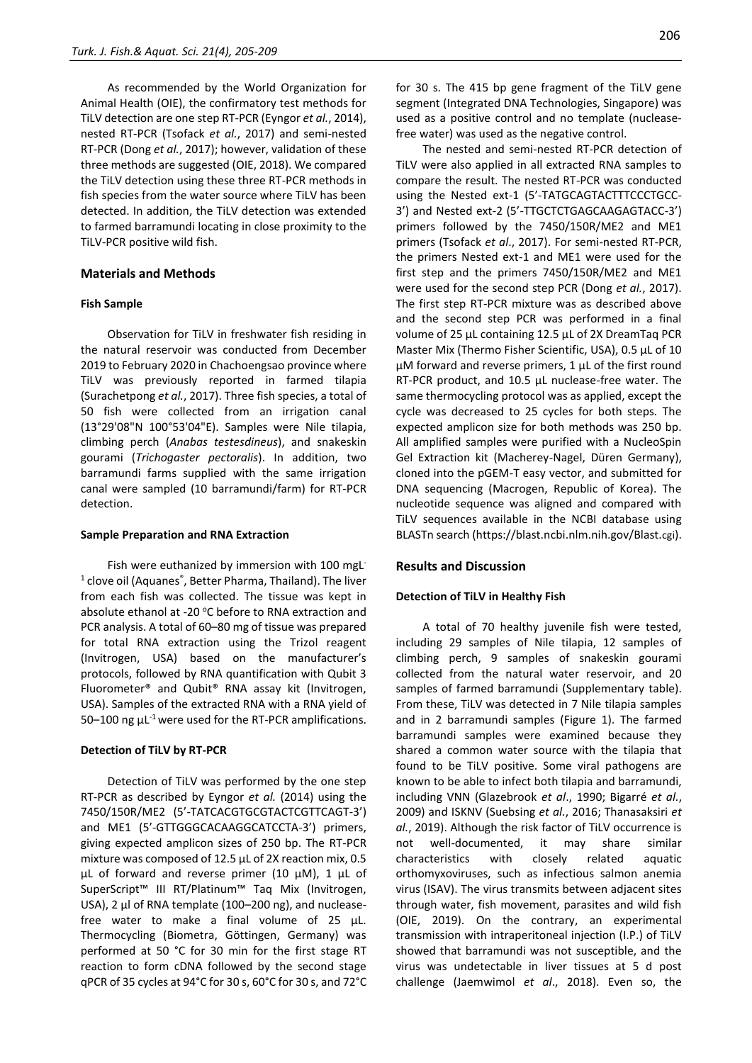As recommended by the World Organization for Animal Health (OIE), the confirmatory test methods for TiLV detection are one step RT-PCR (Eyngor *et al.*, 2014), nested RT-PCR (Tsofack *et al.*, 2017) and semi-nested RT-PCR (Dong *et al.*, 2017); however, validation of these three methods are suggested (OIE, 2018). We compared the TiLV detection using these three RT-PCR methods in fish species from the water source where TiLV has been detected. In addition, the TiLV detection was extended to farmed barramundi locating in close proximity to the TiLV-PCR positive wild fish.

## Materials and Methods

### Fish Sample

Observation for TiLV in freshwater fish residing in the natural reservoir was conducted from December 2019 to February 2020 in Chachoengsao province where TiLV was previously reported in farmed tilapia (Surachetpong *et al.*, 2017). Three fish species, a total of 50 fish were collected from an irrigation canal (13°29'08"N 100°53'04"E). Samples were Nile tilapia, climbing perch (*Anabas testesdineus*), and snakeskin gourami (*Trichogaster pectoralis*). In addition, two barramundi farms supplied with the same irrigation canal were sampled (10 barramundi/farm) for RT-PCR detection.

### Sample Preparation and RNA Extraction

Fish were euthanized by immersion with 100 $mgL^{-1}$ clove oil (Aquanes®, Better Pharma, Thailand). The liver from each fish was collected. The tissue was kept in absolute ethanol at -20 °C before to RNA extraction and PCR analysis. A total of 60–80 mg of tissue was prepared for total RNA extraction using the Trizol reagent (Invitrogen, USA) based on the manufacturer's protocols, followed by RNA quantification with Qubit 3 Fluorometer® and Qubit® RNA assay kit (Invitrogen, USA). Samples of the extracted RNA with a RNA yield of 50–100 ng $\mu L^{-1}$ were used for the RT-PCR amplifications.

### Detection of TiLV by RT-PCR

Detection of TiLV was performed by the one step RT-PCR as described by Eyngor *et al.* (2014) using the 7450/150R/ME2 (5'-TATCACGTGCGTACTCGTTCAGT-3') and ME1 (5'-GTTGGGCACAAGGCATCCTA-3') primers, giving expected amplicon sizes of 250 bp. The RT-PCR mixture was composed of 12.5 µL of 2X reaction mix, 0.5 µL of forward and reverse primer (10 µM), 1 µL of SuperScript™ III RT/Platinum™ Taq Mix (Invitrogen, USA), 2 µl of RNA template (100–200 ng), and nuclease-free water to make a final volume of 25 µL. Thermocycling (Biometra, Göttingen, Germany) was performed at 50 °C for 30 min for the first stage RT reaction to form cDNA followed by the second stage qPCR of 35 cycles at 94°C for 30 s, 60°C for 30 s, and 72°C for 30 s. The 415 bp gene fragment of the TiLV gene segment (Integrated DNA Technologies, Singapore) was used as a positive control and no template (nuclease-free water) was used as the negative control.

The nested and semi-nested RT-PCR detection of TiLV were also applied in all extracted RNA samples to compare the result. The nested RT-PCR was conducted using the Nested ext-1 (5'-TATGCAGTACTTTCCCTGCC-3') and Nested ext-2 (5'-TTGCTCTGAGCAAGAGTACC-3') primers followed by the 7450/150R/ME2 and ME1 primers (Tsofack *et al*., 2017). For semi-nested RT-PCR, the primers Nested ext-1 and ME1 were used for the first step and the primers 7450/150R/ME2 and ME1 were used for the second step PCR (Dong *et al.*, 2017). The first step RT-PCR mixture was as described above and the second step PCR was performed in a final volume of 25 µL containing 12.5 µL of 2X DreamTaq PCR Master Mix (Thermo Fisher Scientific, USA), 0.5 µL of 10 µM forward and reverse primers, 1 µL of the first round RT-PCR product, and 10.5 µL nuclease-free water. The same thermocycling protocol was as applied, except the cycle was decreased to 25 cycles for both steps. The expected amplicon size for both methods was 250 bp. All amplified samples were purified with a NucleoSpin Gel Extraction kit (Macherey-Nagel, Düren Germany), cloned into the pGEM-T easy vector, and submitted for DNA sequencing (Macrogen, Republic of Korea). The nucleotide sequence was aligned and compared with TiLV sequences available in the NCBI database using BLASTn search (https://blast.ncbi.nlm.nih.gov/Blast.cgi).

## Results and Discussion

### Detection of TiLV in Healthy Fish

A total of 70 healthy juvenile fish were tested, including 29 samples of Nile tilapia, 12 samples of climbing perch, 9 samples of snakeskin gourami collected from the natural water reservoir, and 20 samples of farmed barramundi (Supplementary table). From these, TiLV was detected in 7 Nile tilapia samples and in 2 barramundi samples (Figure 1). The farmed barramundi samples were examined because they shared a common water source with the tilapia that found to be TiLV positive. Some viral pathogens are known to be able to infect both tilapia and barramundi, including VNN (Glazebrook *et al*., 1990; Bigarré *et al.*, 2009) and ISKNV (Suebsing *et al.*, 2016; Thanasaksiri *et al.*, 2019). Although the risk factor of TiLV occurrence is not well-documented, it may share similar characteristics with closely related aquatic orthomyxoviruses, such as infectious salmon anemia virus (ISAV). The virus transmits between adjacent sites through water, fish movement, parasites and wild fish (OIE, 2019). On the contrary, an experimental transmission with intraperitoneal injection (I.P.) of TiLV showed that barramundi was not susceptible, and the virus was undetectable in liver tissues at 5 d post challenge (Jaemwimol *et al*., 2018). Even so, the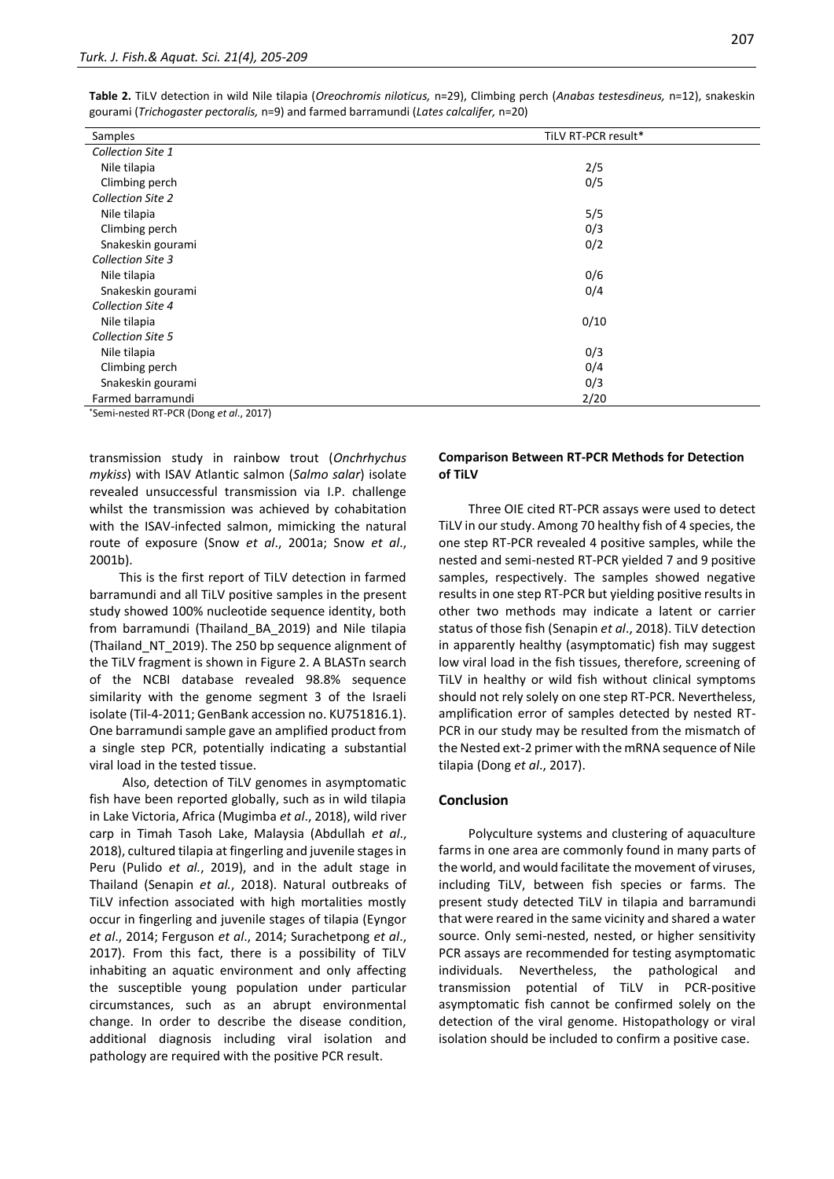**Table 2.** TiLV detection in wild Nile tilapia (*Oreochromis niloticus,* n=29), Climbing perch (*Anabas testesdineus,* n=12), snakeskin gourami (*Trichogaster pectoralis,* n=9) and farmed barramundi (*Lates calcalifer,* n=20)

| Samples | TiLV RT-PCR result* |
|---|---|
| *Collection Site 1* | |
| Nile tilapia | 2/5 |
| Climbing perch | 0/5 |
| *Collection Site 2* | |
| Nile tilapia | 5/5 |
| Climbing perch | 0/3 |
| Snakeskin gourami | 0/2 |
| *Collection Site 3* | |
| Nile tilapia | 0/6 |
| Snakeskin gourami | 0/4 |
| *Collection Site 4* | |
| Nile tilapia | 0/10 |
| *Collection Site 5* | |
| Nile tilapia | 0/3 |
| Climbing perch | 0/4 |
| Snakeskin gourami | 0/3 |
| Farmed barramundi | 2/20 |

*Semi-nested RT-PCR (Dong *et al*., 2017)

transmission study in rainbow trout (*Onchrhychus mykiss*) with ISAV Atlantic salmon (*Salmo salar*) isolate revealed unsuccessful transmission via I.P. challenge whilst the transmission was achieved by cohabitation with the ISAV-infected salmon, mimicking the natural route of exposure (Snow *et al*., 2001a; Snow *et al*., 2001b).

This is the first report of TiLV detection in farmed barramundi and all TiLV positive samples in the present study showed 100% nucleotide sequence identity, both from barramundi (Thailand_BA_2019) and Nile tilapia (Thailand_NT_2019). The 250 bp sequence alignment of the TiLV fragment is shown in Figure 2. A BLASTn search of the NCBI database revealed 98.8% sequence similarity with the genome segment 3 of the Israeli isolate (Til-4-2011; GenBank accession no. KU751816.1). One barramundi sample gave an amplified product from a single step PCR, potentially indicating a substantial viral load in the tested tissue.

Also, detection of TiLV genomes in asymptomatic fish have been reported globally, such as in wild tilapia in Lake Victoria, Africa (Mugimba *et al*., 2018), wild river carp in Timah Tasoh Lake, Malaysia (Abdullah *et al*., 2018), cultured tilapia at fingerling and juvenile stages in Peru (Pulido *et al.*, 2019), and in the adult stage in Thailand (Senapin *et al.*, 2018). Natural outbreaks of TiLV infection associated with high mortalities mostly occur in fingerling and juvenile stages of tilapia (Eyngor *et al*., 2014; Ferguson *et al*., 2014; Surachetpong *et al*., 2017). From this fact, there is a possibility of TiLV inhabiting an aquatic environment and only affecting the susceptible young population under particular circumstances, such as an abrupt environmental change. In order to describe the disease condition, additional diagnosis including viral isolation and pathology are required with the positive PCR result.

### Comparison Between RT-PCR Methods for Detection of TiLV

Three OIE cited RT-PCR assays were used to detect TiLV in our study. Among 70 healthy fish of 4 species, the one step RT-PCR revealed 4 positive samples, while the nested and semi-nested RT-PCR yielded 7 and 9 positive samples, respectively. The samples showed negative results in one step RT-PCR but yielding positive results in other two methods may indicate a latent or carrier status of those fish (Senapin *et al*., 2018). TiLV detection in apparently healthy (asymptomatic) fish may suggest low viral load in the fish tissues, therefore, screening of TiLV in healthy or wild fish without clinical symptoms should not rely solely on one step RT-PCR. Nevertheless, amplification error of samples detected by nested RT-PCR in our study may be resulted from the mismatch of the Nested ext-2 primer with the mRNA sequence of Nile tilapia (Dong *et al*., 2017).

## Conclusion

Polyculture systems and clustering of aquaculture farms in one area are commonly found in many parts of the world, and would facilitate the movement of viruses, including TiLV, between fish species or farms. The present study detected TiLV in tilapia and barramundi that were reared in the same vicinity and shared a water source. Only semi-nested, nested, or higher sensitivity PCR assays are recommended for testing asymptomatic individuals. Nevertheless, the pathological and transmission potential of TiLV in PCR-positive asymptomatic fish cannot be confirmed solely on the detection of the viral genome. Histopathology or viral isolation should be included to confirm a positive case.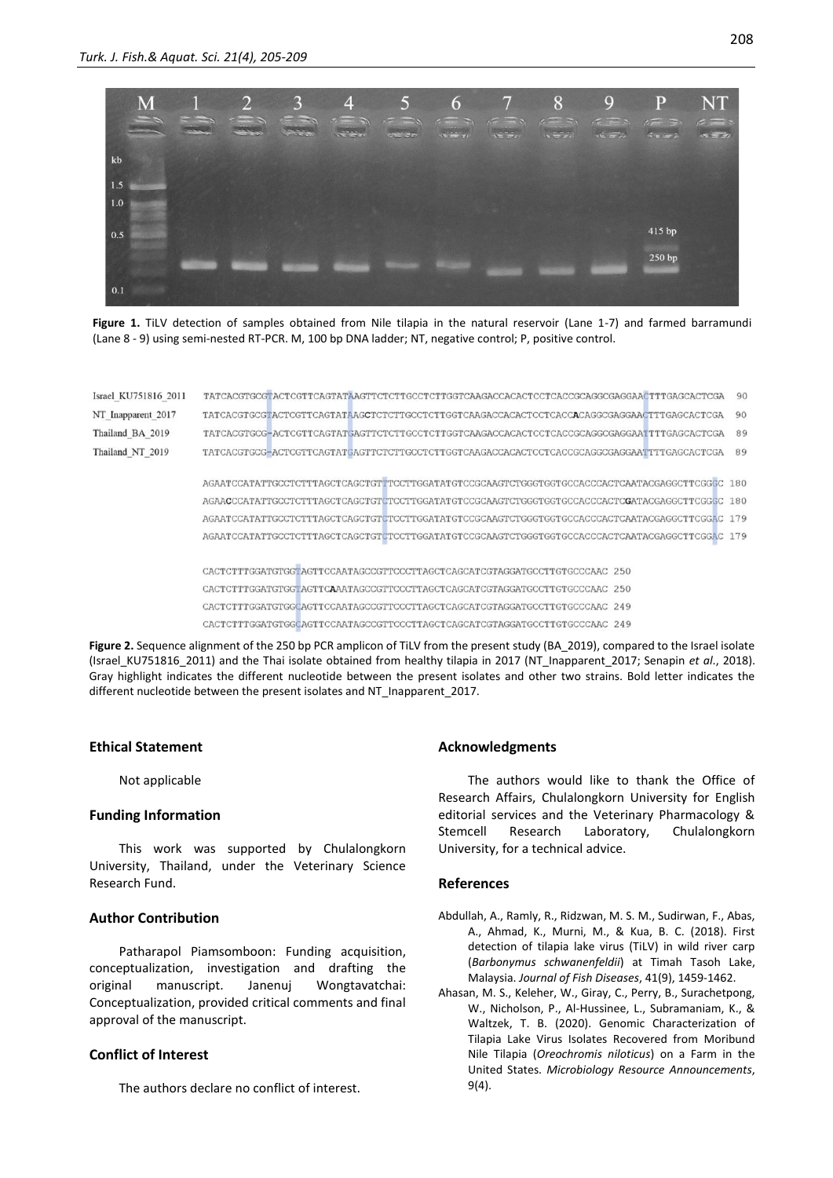```
Israel_KU751816_2011  TATCACGTGCGTACTCGTTCAGTATAAGTTCTCTTGCCTCTTGGTCAAGACCACACTCCTCACCGCAGGCGAGGAACTTTGAGCACTCGA  90
NT_Inapparent_2017    TATCACGTGCGTACTCGTTCAGTATAAGCTCTCTTGCCTCTTGGTCAAGACCACACTCCTCACCACAGGCGAGGAACTTTGAGCACTCGA  90
Thailand_BA_2019      TATCACGTGCG-ACTCGTTCAGTATGAGTTCTCTTGCCTCTTGGTCAAGACCACACTCCTCACCGCAGGCGAGGAATTTTGAGCACTCGA  89
Thailand_NT_2019      TATCACGTGCG-ACTCGTTCAGTATGAGTTCTCTTGCCTCTTGGTCAAGACCACACTCCTCACCGCAGGCGAGGAATTTTGAGCACTCGA  89

                      AGAATCCATATTGCCTCTTTAGCTCAGCTGTTTCCTTGGATATGTCCGCAAGTCTGGGTGGTGCCACCCACTCAATACGAGGCTTCGGGC  180
                      AGAACCCATATTGCCTCTTTAGCTCAGCTGTCTCCTTGGATATGTCCGCAAGTCTGGGTGGTGCCACCCACTCGATACGAGGCTTCGGGC  180
                      AGAATCCATATTGCCTCTTTAGCTCAGCTGTCTCCTTGGATATGTCCGCAAGTCTGGGTGGTGCCACCCACTCAATACGAGGCTTCGGAC  179
                      AGAATCCATATTGCCTCTTTAGCTCAGCTGTCTCCTTGGATATGTCCGCAAGTCTGGGTGGTGCCACCCACTCAATACGAGGCTTCGGAC  179

                      CACTCTTTGGATGTGGTAGTTCCAATAGCCGTTCCCTTAGCTCAGCATCGTAGGATGCCTTGTGCCCAAC  250
                      CACTCTTTGGATGTGGTAGTTCAAATAGCCGTTCCCTTAGCTCAGCATCGTAGGATGCCTTGTGCCCAAC  250
                      CACTCTTTGGATGTGGCAGTTCCAATAGCCGTTCCCTTAGCTCAGCATCGTAGGATGCCTTGTGCCCAAC  249
                      CACTCTTTGGATGTGGCAGTTCCAATAGCCGTTCCCTTAGCTCAGCATCGTAGGATGCCTTGTGCCCAAC  249
```

**Figure 1.** TiLV detection of samples obtained from Nile tilapia in the natural reservoir (Lane 1-7) and farmed barramundi (Lane 8 - 9) using semi-nested RT-PCR. M, 100 bp DNA ladder; NT, negative control; P, positive control.

**Figure 2.** Sequence alignment of the 250 bp PCR amplicon of TiLV from the present study (BA_2019), compared to the Israel isolate (Israel_KU751816_2011) and the Thai isolate obtained from healthy tilapia in 2017 (NT_Inapparent_2017; Senapin *et al*., 2018). Gray highlight indicates the different nucleotide between the present isolates and other two strains. Bold letter indicates the different nucleotide between the present isolates and NT_Inapparent_2017.

## Ethical Statement

Not applicable

## Funding Information

This work was supported by Chulalongkorn University, Thailand, under the Veterinary Science Research Fund.

## Author Contribution

Patharapol Piamsomboon: Funding acquisition, conceptualization, investigation and drafting the original manuscript. Janenuj Wongtavatchai: Conceptualization, provided critical comments and final approval of the manuscript.

## Conflict of Interest

The authors declare no conflict of interest.

## Acknowledgments

The authors would like to thank the Office of Research Affairs, Chulalongkorn University for English editorial services and the Veterinary Pharmacology & Stemcell Research Laboratory, Chulalongkorn University, for a technical advice.

## References

Abdullah, A., Ramly, R., Ridzwan, M. S. M., Sudirwan, F., Abas, A., Ahmad, K., Murni, M., & Kua, B. C. (2018). First detection of tilapia lake virus (TiLV) in wild river carp (*Barbonymus schwanenfeldii*) at Timah Tasoh Lake, Malaysia. *Journal of Fish Diseases*, 41(9), 1459-1462.

Ahasan, M. S., Keleher, W., Giray, C., Perry, B., Surachetpong, W., Nicholson, P., Al-Hussinee, L., Subramaniam, K., & Waltzek, T. B. (2020). Genomic Characterization of Tilapia Lake Virus Isolates Recovered from Moribund Nile Tilapia (*Oreochromis niloticus*) on a Farm in the United States. *Microbiology Resource Announcements*, 9(4).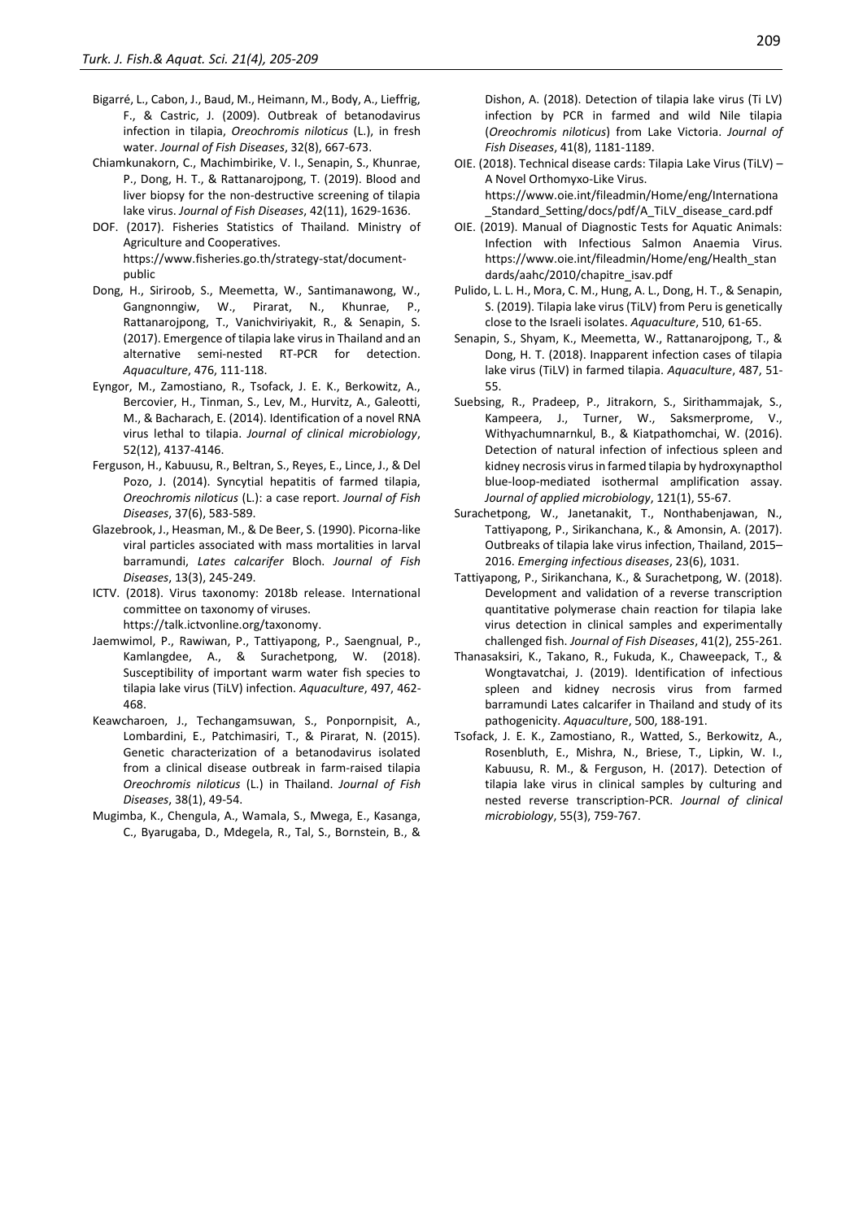Bigarré, L., Cabon, J., Baud, M., Heimann, M., Body, A., Lieffrig, F., & Castric, J. (2009). Outbreak of betanodavirus infection in tilapia, *Oreochromis niloticus* (L.), in fresh water. *Journal of Fish Diseases*, 32(8), 667-673.

Chiamkunakorn, C., Machimbirike, V. I., Senapin, S., Khunrae, P., Dong, H. T., & Rattanarojpong, T. (2019). Blood and liver biopsy for the non-destructive screening of tilapia lake virus. *Journal of Fish Diseases*, 42(11), 1629-1636.

DOF. (2017). Fisheries Statistics of Thailand. Ministry of Agriculture and Cooperatives. https://www.fisheries.go.th/strategy-stat/document-public

Dong, H., Siriroob, S., Meemetta, W., Santimanawong, W., Gangnonngiw, W., Pirarat, N., Khunrae, P., Rattanarojpong, T., Vanichviriyakit, R., & Senapin, S. (2017). Emergence of tilapia lake virus in Thailand and an alternative semi-nested RT-PCR for detection. *Aquaculture*, 476, 111-118.

Eyngor, M., Zamostiano, R., Tsofack, J. E. K., Berkowitz, A., Bercovier, H., Tinman, S., Lev, M., Hurvitz, A., Galeotti, M., & Bacharach, E. (2014). Identification of a novel RNA virus lethal to tilapia. *Journal of clinical microbiology*, 52(12), 4137-4146.

Ferguson, H., Kabuusu, R., Beltran, S., Reyes, E., Lince, J., & Del Pozo, J. (2014). Syncytial hepatitis of farmed tilapia, *Oreochromis niloticus* (L.): a case report. *Journal of Fish Diseases*, 37(6), 583-589.

Glazebrook, J., Heasman, M., & De Beer, S. (1990). Picorna-like viral particles associated with mass mortalities in larval barramundi, *Lates calcarifer* Bloch. *Journal of Fish Diseases*, 13(3), 245-249.

ICTV. (2018). Virus taxonomy: 2018b release. International committee on taxonomy of viruses. https://talk.ictvonline.org/taxonomy.

Jaemwimol, P., Rawiwan, P., Tattiyapong, P., Saengnual, P., Kamlangdee, A., & Surachetpong, W. (2018). Susceptibility of important warm water fish species to tilapia lake virus (TiLV) infection. *Aquaculture*, 497, 462-468.

Keawcharoen, J., Techangamsuwan, S., Ponpornpisit, A., Lombardini, E., Patchimasiri, T., & Pirarat, N. (2015). Genetic characterization of a betanodavirus isolated from a clinical disease outbreak in farm-raised tilapia *Oreochromis niloticus* (L.) in Thailand. *Journal of Fish Diseases*, 38(1), 49-54.

Mugimba, K., Chengula, A., Wamala, S., Mwega, E., Kasanga, C., Byarugaba, D., Mdegela, R., Tal, S., Bornstein, B., & Dishon, A. (2018). Detection of tilapia lake virus (Ti LV) infection by PCR in farmed and wild Nile tilapia (*Oreochromis niloticus*) from Lake Victoria. *Journal of Fish Diseases*, 41(8), 1181-1189.

OIE. (2018). Technical disease cards: Tilapia Lake Virus (TiLV) – A Novel Orthomyxo-Like Virus. https://www.oie.int/fileadmin/Home/eng/International_Standard_Setting/docs/pdf/A_TiLV_disease_card.pdf

OIE. (2019). Manual of Diagnostic Tests for Aquatic Animals: Infection with Infectious Salmon Anaemia Virus. https://www.oie.int/fileadmin/Home/eng/Health_standards/aahc/2010/chapitre_isav.pdf

Pulido, L. L. H., Mora, C. M., Hung, A. L., Dong, H. T., & Senapin, S. (2019). Tilapia lake virus (TiLV) from Peru is genetically close to the Israeli isolates. *Aquaculture*, 510, 61-65.

Senapin, S., Shyam, K., Meemetta, W., Rattanarojpong, T., & Dong, H. T. (2018). Inapparent infection cases of tilapia lake virus (TiLV) in farmed tilapia. *Aquaculture*, 487, 51-55.

Suebsing, R., Pradeep, P., Jitrakorn, S., Sirithammajak, S., Kampeera, J., Turner, W., Saksmerprome, V., Withyachumnarnkul, B., & Kiatpathomchai, W. (2016). Detection of natural infection of infectious spleen and kidney necrosis virus in farmed tilapia by hydroxynapthol blue-loop-mediated isothermal amplification assay. *Journal of applied microbiology*, 121(1), 55-67.

Surachetpong, W., Janetanakit, T., Nonthabenjawan, N., Tattiyapong, P., Sirikanchana, K., & Amonsin, A. (2017). Outbreaks of tilapia lake virus infection, Thailand, 2015–2016. *Emerging infectious diseases*, 23(6), 1031.

Tattiyapong, P., Sirikanchana, K., & Surachetpong, W. (2018). Development and validation of a reverse transcription quantitative polymerase chain reaction for tilapia lake virus detection in clinical samples and experimentally challenged fish. *Journal of Fish Diseases*, 41(2), 255-261.

Thanasaksiri, K., Takano, R., Fukuda, K., Chaweepack, T., & Wongtavatchai, J. (2019). Identification of infectious spleen and kidney necrosis virus from farmed barramundi Lates calcarifer in Thailand and study of its pathogenicity. *Aquaculture*, 500, 188-191.

Tsofack, J. E. K., Zamostiano, R., Watted, S., Berkowitz, A., Rosenbluth, E., Mishra, N., Briese, T., Lipkin, W. I., Kabuusu, R. M., & Ferguson, H. (2017). Detection of tilapia lake virus in clinical samples by culturing and nested reverse transcription-PCR. *Journal of clinical microbiology*, 55(3), 759-767.